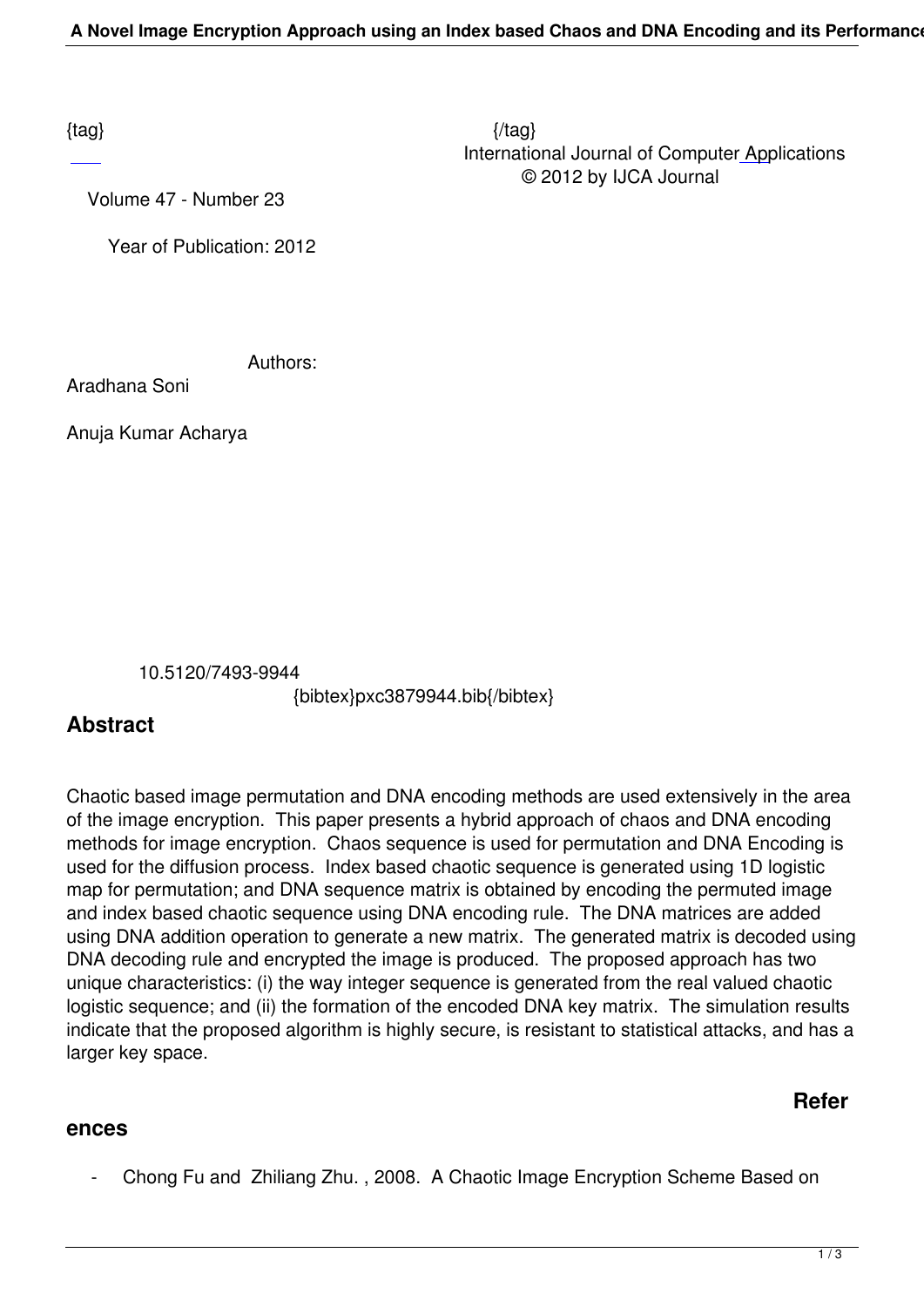{tag} {/tag}

International Journal of Computer Applications
© 2012 by IJCA Journal

Volume 47 - Number 23

Year of Publication: 2012

Authors:

Aradhana Soni

Anuja Kumar Acharya

10.5120/7493-9944

{bibtex}pxc3879944.bib{/bibtex}

## Abstract

Chaotic based image permutation and DNA encoding methods are used extensively in the area of the image encryption. This paper presents a hybrid approach of chaos and DNA encoding methods for image encryption. Chaos sequence is used for permutation and DNA Encoding is used for the diffusion process. Index based chaotic sequence is generated using 1D logistic map for permutation; and DNA sequence matrix is obtained by encoding the permuted image and index based chaotic sequence using DNA encoding rule. The DNA matrices are added using DNA addition operation to generate a new matrix. The generated matrix is decoded using DNA decoding rule and encrypted the image is produced. The proposed approach has two unique characteristics: (i) the way integer sequence is generated from the real valued chaotic logistic sequence; and (ii) the formation of the encoded DNA key matrix. The simulation results indicate that the proposed algorithm is highly secure, is resistant to statistical attacks, and has a larger key space.

## References

- Chong Fu and Zhiliang Zhu. , 2008. A Chaotic Image Encryption Scheme Based on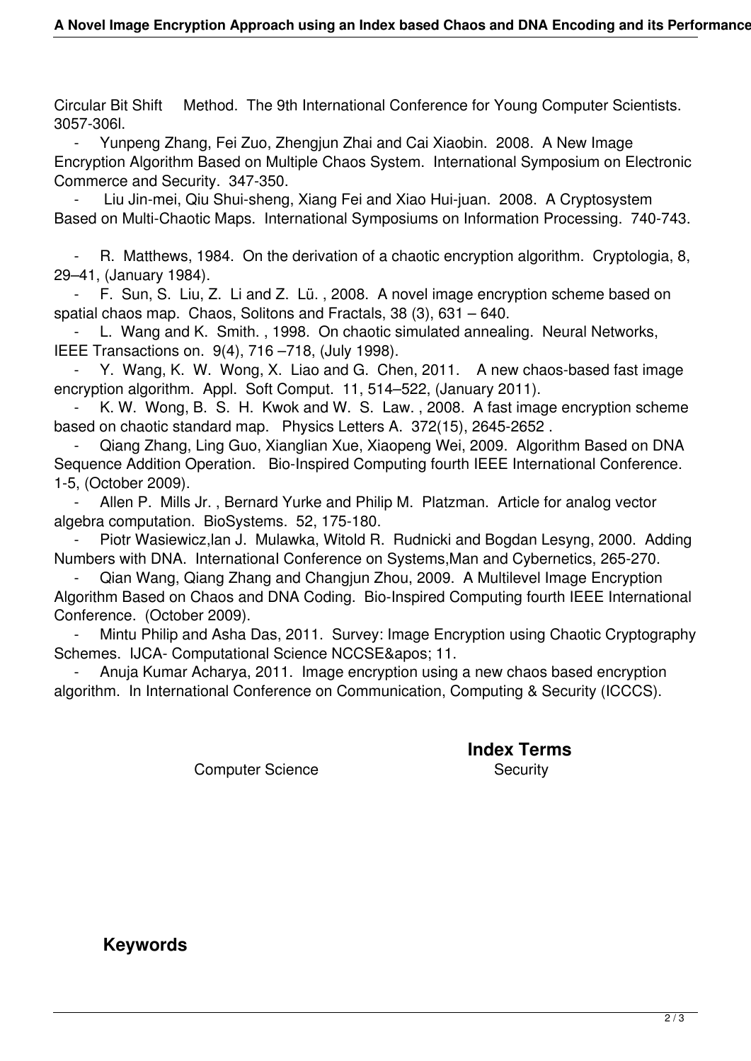Circular Bit Shift Method. The 9th International Conference for Young Computer Scientists. 3057-306l.

- Yunpeng Zhang, Fei Zuo, Zhengjun Zhai and Cai Xiaobin. 2008. A New Image Encryption Algorithm Based on Multiple Chaos System. International Symposium on Electronic Commerce and Security. 347-350.
- Liu Jin-mei, Qiu Shui-sheng, Xiang Fei and Xiao Hui-juan. 2008. A Cryptosystem Based on Multi-Chaotic Maps. International Symposiums on Information Processing. 740-743.
- R. Matthews, 1984. On the derivation of a chaotic encryption algorithm. Cryptologia, 8, 29–41, (January 1984).
- F. Sun, S. Liu, Z. Li and Z. Lü. , 2008. A novel image encryption scheme based on spatial chaos map. Chaos, Solitons and Fractals, 38 (3), 631 – 640.
- L. Wang and K. Smith. , 1998. On chaotic simulated annealing. Neural Networks, IEEE Transactions on. 9(4), 716 –718, (July 1998).
- Y. Wang, K. W. Wong, X. Liao and G. Chen, 2011. A new chaos-based fast image encryption algorithm. Appl. Soft Comput. 11, 514–522, (January 2011).
- K. W. Wong, B. S. H. Kwok and W. S. Law. , 2008. A fast image encryption scheme based on chaotic standard map. Physics Letters A. 372(15), 2645-2652 .
- Qiang Zhang, Ling Guo, Xianglian Xue, Xiaopeng Wei, 2009. Algorithm Based on DNA Sequence Addition Operation. Bio-Inspired Computing fourth IEEE International Conference. 1-5, (October 2009).
- Allen P. Mills Jr. , Bernard Yurke and Philip M. Platzman. Article for analog vector algebra computation. BioSystems. 52, 175-180.
- Piotr Wasiewicz,lan J. Mulawka, Witold R. Rudnicki and Bogdan Lesyng, 2000. Adding Numbers with DNA. International Conference on Systems,Man and Cybernetics, 265-270.
- Qian Wang, Qiang Zhang and Changjun Zhou, 2009. A Multilevel Image Encryption Algorithm Based on Chaos and DNA Coding. Bio-Inspired Computing fourth IEEE International Conference. (October 2009).
- Mintu Philip and Asha Das, 2011. Survey: Image Encryption using Chaotic Cryptography Schemes. IJCA- Computational Science NCCSE&apos; 11.
- Anuja Kumar Acharya, 2011. Image encryption using a new chaos based encryption algorithm. In International Conference on Communication, Computing & Security (ICCCS).

## Index Terms

Computer Science

Security

## Keywords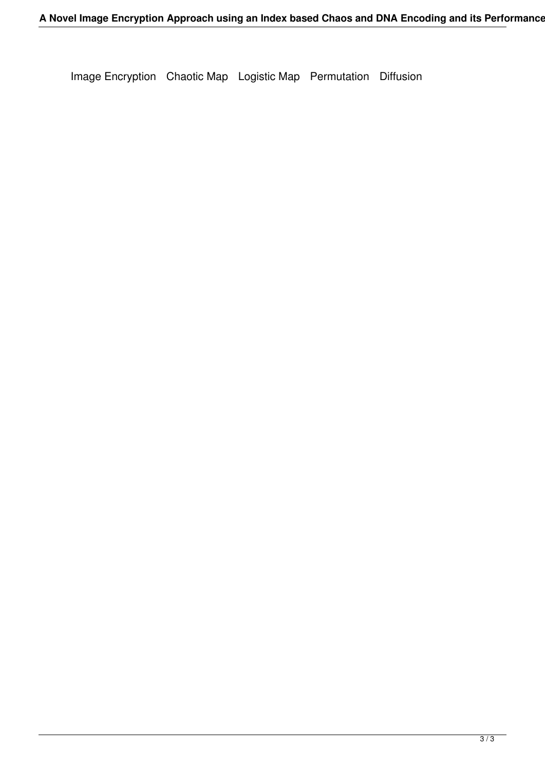Image Encryption   Chaotic Map   Logistic Map   Permutation   Diffusion